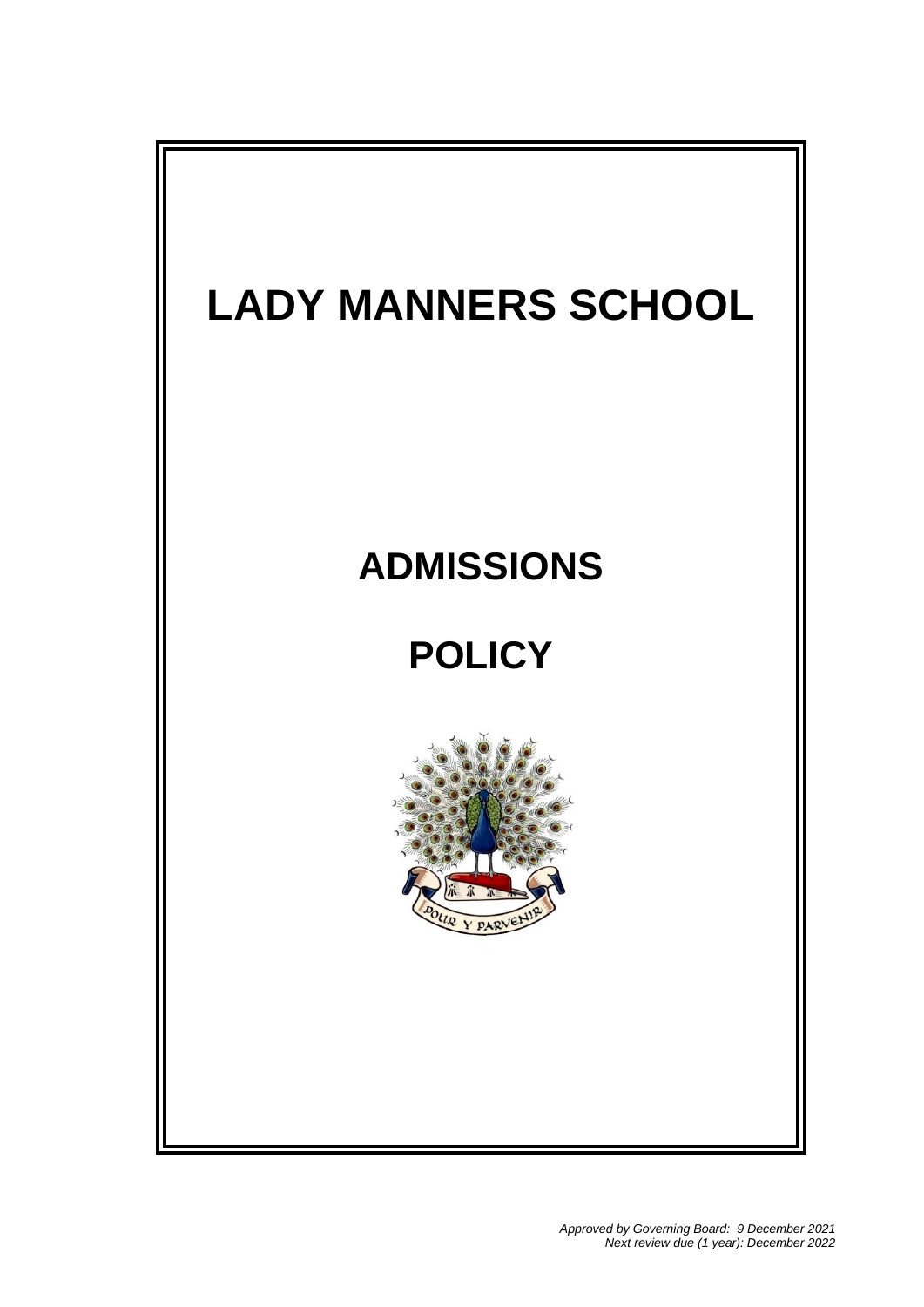# LADY MANNERS SCHOOL

# ADMISSIONS

# POLICY

POUR Y PARVENIR

*Approved by Governing Board: 9 December 2021*
*Next review due (1 year): December 2022*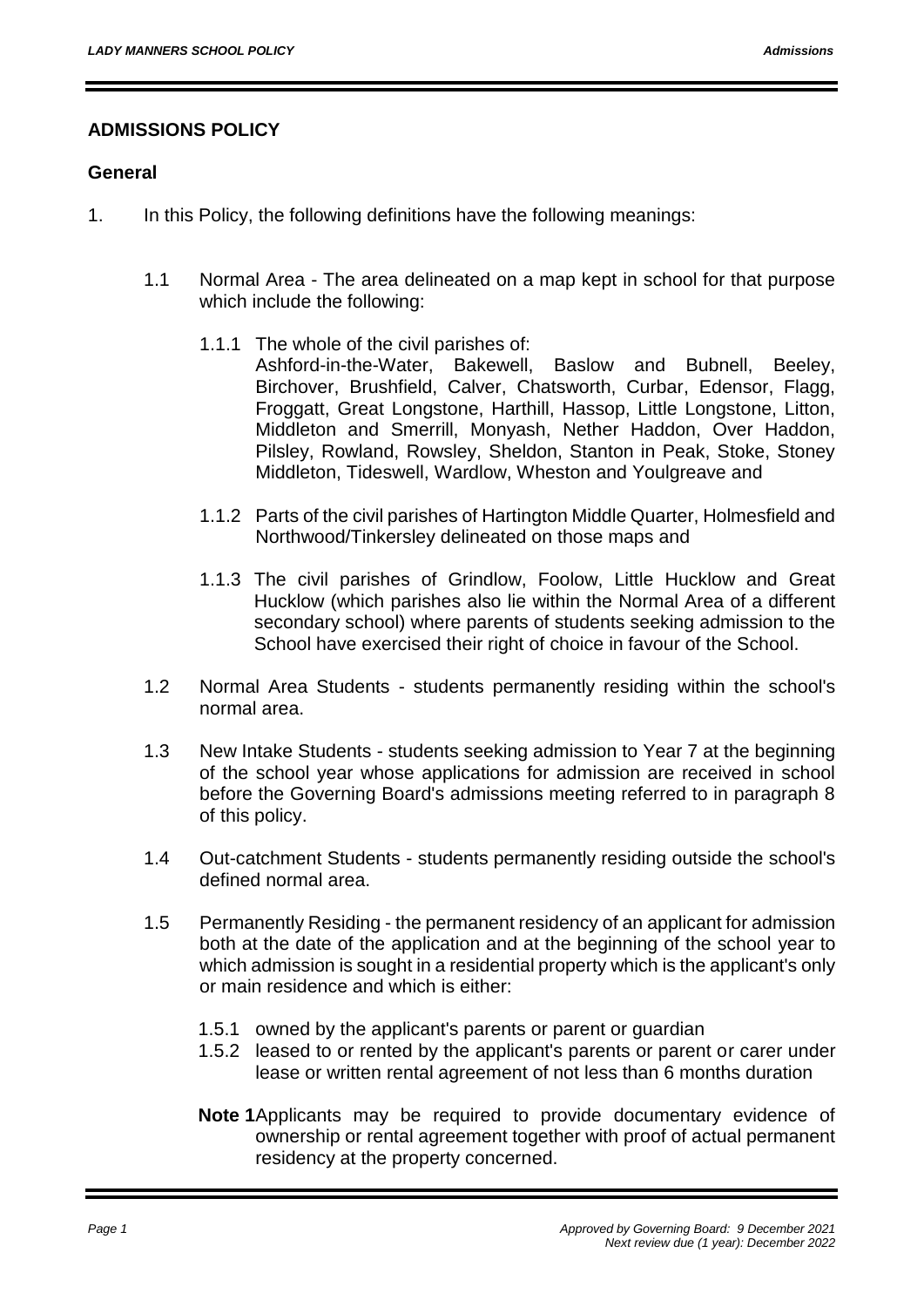## ADMISSIONS POLICY

### General

1. In this Policy, the following definitions have the following meanings:

    1.1 Normal Area - The area delineated on a map kept in school for that purpose which include the following:

    1.1.1 The whole of the civil parishes of:
    Ashford-in-the-Water, Bakewell, Baslow and Bubnell, Beeley, Birchover, Brushfield, Calver, Chatsworth, Curbar, Edensor, Flagg, Froggatt, Great Longstone, Harthill, Hassop, Little Longstone, Litton, Middleton and Smerrill, Monyash, Nether Haddon, Over Haddon, Pilsley, Rowland, Rowsley, Sheldon, Stanton in Peak, Stoke, Stoney Middleton, Tideswell, Wardlow, Wheston and Youlgreave and

    1.1.2 Parts of the civil parishes of Hartington Middle Quarter, Holmesfield and Northwood/Tinkersley delineated on those maps and

    1.1.3 The civil parishes of Grindlow, Foolow, Little Hucklow and Great Hucklow (which parishes also lie within the Normal Area of a different secondary school) where parents of students seeking admission to the School have exercised their right of choice in favour of the School.

    1.2 Normal Area Students - students permanently residing within the school's normal area.

    1.3 New Intake Students - students seeking admission to Year 7 at the beginning of the school year whose applications for admission are received in school before the Governing Board's admissions meeting referred to in paragraph 8 of this policy.

    1.4 Out-catchment Students - students permanently residing outside the school's defined normal area.

    1.5 Permanently Residing - the permanent residency of an applicant for admission both at the date of the application and at the beginning of the school year to which admission is sought in a residential property which is the applicant's only or main residence and which is either:

    1.5.1 owned by the applicant's parents or parent or guardian
    1.5.2 leased to or rented by the applicant's parents or parent or carer under lease or written rental agreement of not less than 6 months duration

    **Note 1** Applicants may be required to provide documentary evidence of ownership or rental agreement together with proof of actual permanent residency at the property concerned.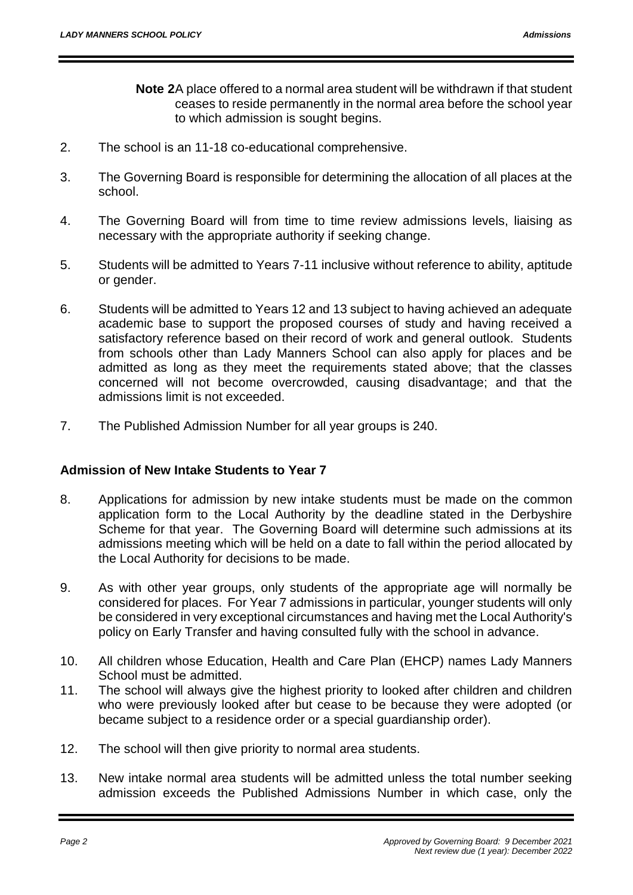**Note 2** A place offered to a normal area student will be withdrawn if that student ceases to reside permanently in the normal area before the school year to which admission is sought begins.

2. The school is an 11-18 co-educational comprehensive.

3. The Governing Board is responsible for determining the allocation of all places at the school.

4. The Governing Board will from time to time review admissions levels, liaising as necessary with the appropriate authority if seeking change.

5. Students will be admitted to Years 7-11 inclusive without reference to ability, aptitude or gender.

6. Students will be admitted to Years 12 and 13 subject to having achieved an adequate academic base to support the proposed courses of study and having received a satisfactory reference based on their record of work and general outlook. Students from schools other than Lady Manners School can also apply for places and be admitted as long as they meet the requirements stated above; that the classes concerned will not become overcrowded, causing disadvantage; and that the admissions limit is not exceeded.

7. The Published Admission Number for all year groups is 240.

## Admission of New Intake Students to Year 7

8. Applications for admission by new intake students must be made on the common application form to the Local Authority by the deadline stated in the Derbyshire Scheme for that year. The Governing Board will determine such admissions at its admissions meeting which will be held on a date to fall within the period allocated by the Local Authority for decisions to be made.

9. As with other year groups, only students of the appropriate age will normally be considered for places. For Year 7 admissions in particular, younger students will only be considered in very exceptional circumstances and having met the Local Authority's policy on Early Transfer and having consulted fully with the school in advance.

10. All children whose Education, Health and Care Plan (EHCP) names Lady Manners School must be admitted.

11. The school will always give the highest priority to looked after children and children who were previously looked after but cease to be because they were adopted (or became subject to a residence order or a special guardianship order).

12. The school will then give priority to normal area students.

13. New intake normal area students will be admitted unless the total number seeking admission exceeds the Published Admissions Number in which case, only the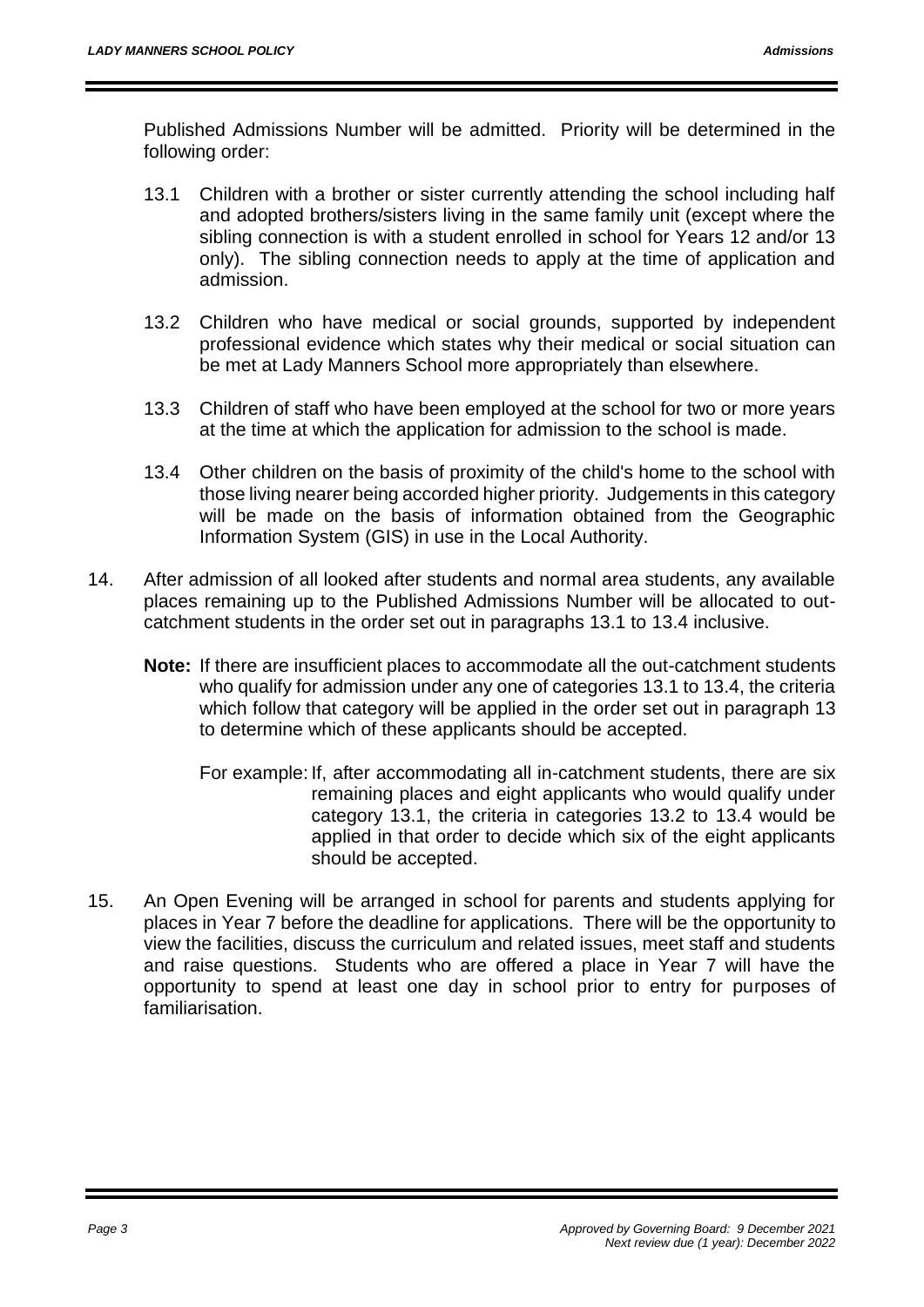Published Admissions Number will be admitted. Priority will be determined in the following order:

13.1 Children with a brother or sister currently attending the school including half and adopted brothers/sisters living in the same family unit (except where the sibling connection is with a student enrolled in school for Years 12 and/or 13 only). The sibling connection needs to apply at the time of application and admission.

13.2 Children who have medical or social grounds, supported by independent professional evidence which states why their medical or social situation can be met at Lady Manners School more appropriately than elsewhere.

13.3 Children of staff who have been employed at the school for two or more years at the time at which the application for admission to the school is made.

13.4 Other children on the basis of proximity of the child's home to the school with those living nearer being accorded higher priority. Judgements in this category will be made on the basis of information obtained from the Geographic Information System (GIS) in use in the Local Authority.

14. After admission of all looked after students and normal area students, any available places remaining up to the Published Admissions Number will be allocated to out-catchment students in the order set out in paragraphs 13.1 to 13.4 inclusive.

    **Note:** If there are insufficient places to accommodate all the out-catchment students who qualify for admission under any one of categories 13.1 to 13.4, the criteria which follow that category will be applied in the order set out in paragraph 13 to determine which of these applicants should be accepted.

    For example: If, after accommodating all in-catchment students, there are six remaining places and eight applicants who would qualify under category 13.1, the criteria in categories 13.2 to 13.4 would be applied in that order to decide which six of the eight applicants should be accepted.

15. An Open Evening will be arranged in school for parents and students applying for places in Year 7 before the deadline for applications. There will be the opportunity to view the facilities, discuss the curriculum and related issues, meet staff and students and raise questions. Students who are offered a place in Year 7 will have the opportunity to spend at least one day in school prior to entry for purposes of familiarisation.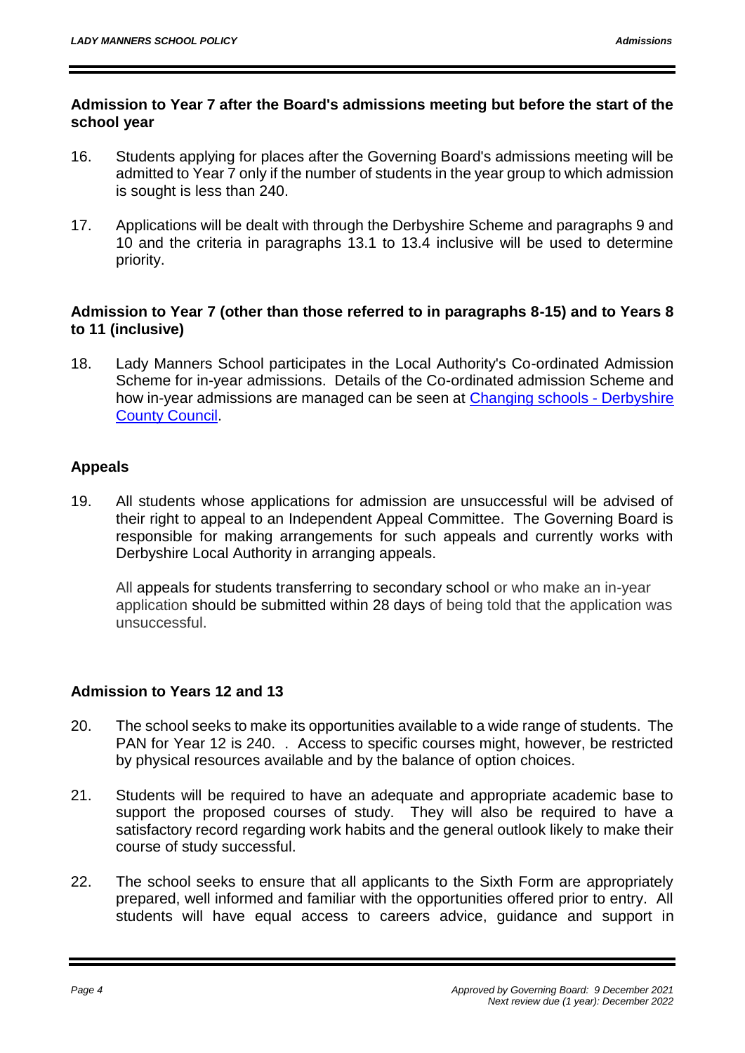**Admission to Year 7 after the Board's admissions meeting but before the start of the school year**

16. Students applying for places after the Governing Board's admissions meeting will be admitted to Year 7 only if the number of students in the year group to which admission is sought is less than 240.

17. Applications will be dealt with through the Derbyshire Scheme and paragraphs 9 and 10 and the criteria in paragraphs 13.1 to 13.4 inclusive will be used to determine priority.

**Admission to Year 7 (other than those referred to in paragraphs 8-15) and to Years 8 to 11 (inclusive)**

18. Lady Manners School participates in the Local Authority's Co-ordinated Admission Scheme for in-year admissions. Details of the Co-ordinated admission Scheme and how in-year admissions are managed can be seen at [Changing schools - Derbyshire County Council](#).

**Appeals**

19. All students whose applications for admission are unsuccessful will be advised of their right to appeal to an Independent Appeal Committee. The Governing Board is responsible for making arrangements for such appeals and currently works with Derbyshire Local Authority in arranging appeals.

    All appeals for students transferring to secondary school or who make an in-year application should be submitted within 28 days of being told that the application was unsuccessful.

**Admission to Years 12 and 13**

20. The school seeks to make its opportunities available to a wide range of students. The PAN for Year 12 is 240. . Access to specific courses might, however, be restricted by physical resources available and by the balance of option choices.

21. Students will be required to have an adequate and appropriate academic base to support the proposed courses of study. They will also be required to have a satisfactory record regarding work habits and the general outlook likely to make their course of study successful.

22. The school seeks to ensure that all applicants to the Sixth Form are appropriately prepared, well informed and familiar with the opportunities offered prior to entry. All students will have equal access to careers advice, guidance and support in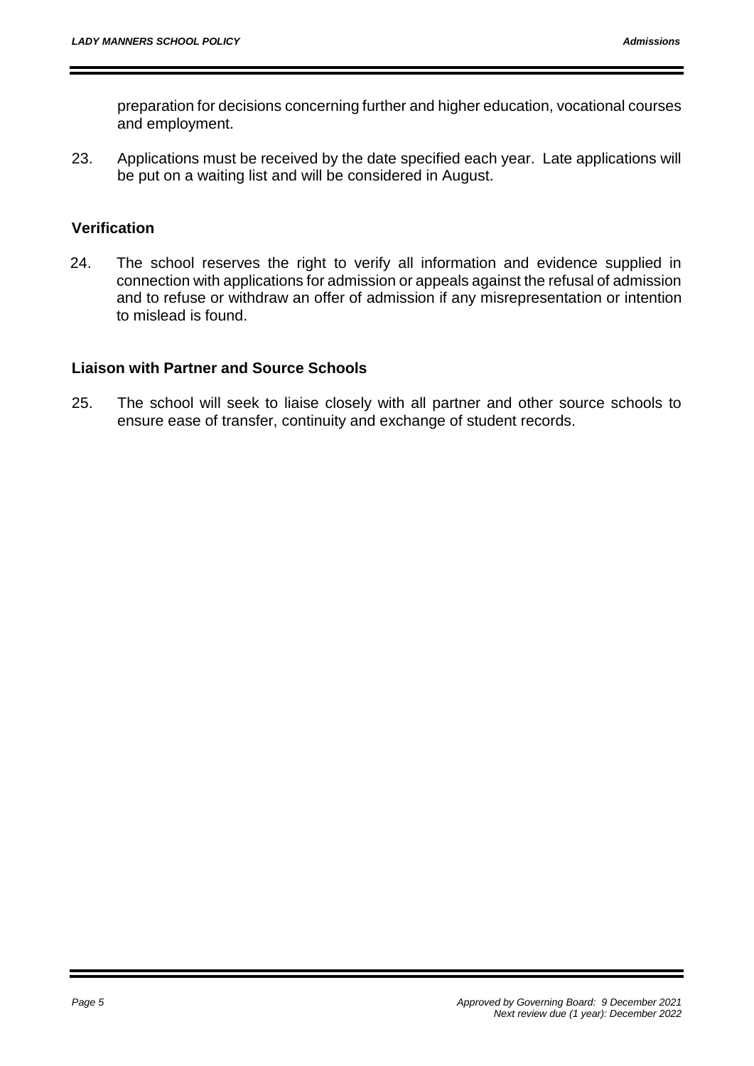preparation for decisions concerning further and higher education, vocational courses and employment.

23. Applications must be received by the date specified each year. Late applications will be put on a waiting list and will be considered in August.

## Verification

24. The school reserves the right to verify all information and evidence supplied in connection with applications for admission or appeals against the refusal of admission and to refuse or withdraw an offer of admission if any misrepresentation or intention to mislead is found.

## Liaison with Partner and Source Schools

25. The school will seek to liaise closely with all partner and other source schools to ensure ease of transfer, continuity and exchange of student records.